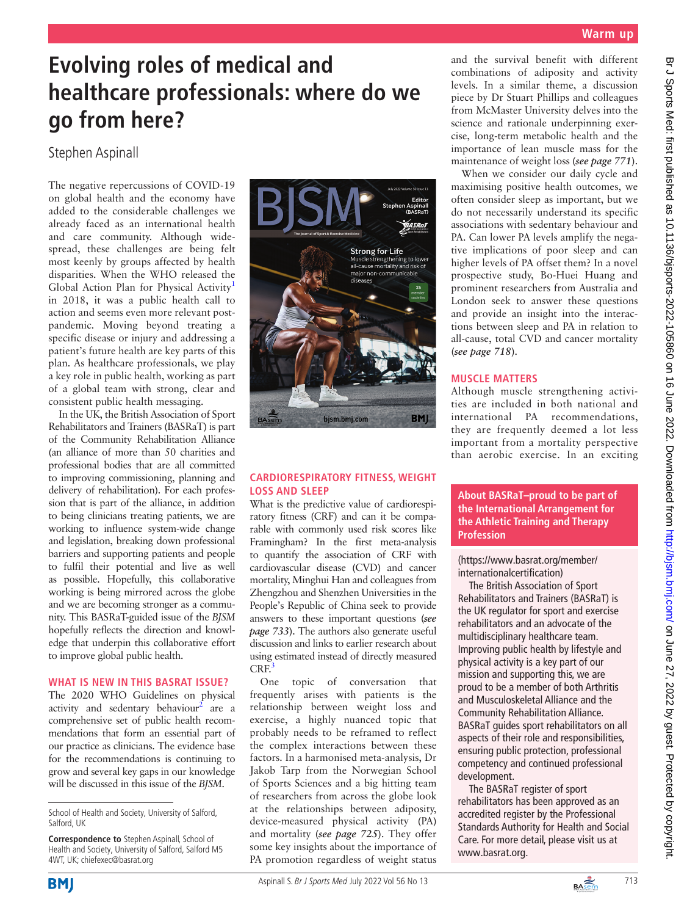# Evolving roles of medical and healthcare professionals: where do we go from here?

Stephen Aspinall

The negative repercussions of COVID-19 on global health and the economy have added to the considerable challenges we already faced as an international health and care community. Although widespread, these challenges are being felt most keenly by groups affected by health disparities. When the WHO released the Global Action Plan for Physical Activity[1] in 2018, it was a public health call to action and seems even more relevant post-pandemic. Moving beyond treating a specific disease or injury and addressing a patient's future health are key parts of this plan. As healthcare professionals, we play a key role in public health, working as part of a global team with strong, clear and consistent public health messaging.

In the UK, the British Association of Sport Rehabilitators and Trainers (BASRaT) is part of the Community Rehabilitation Alliance (an alliance of more than 50 charities and professional bodies that are all committed to improving commissioning, planning and delivery of rehabilitation). For each profession that is part of the alliance, in addition to being clinicians treating patients, we are working to influence system-wide change and legislation, breaking down professional barriers and supporting patients and people to fulfil their potential and live as well as possible. Hopefully, this collaborative working is being mirrored across the globe and we are becoming stronger as a community. This BASRaT-guided issue of the *BJSM* hopefully reflects the direction and knowledge that underpin this collaborative effort to improve global public health.

## WHAT IS NEW IN THIS BASRAT ISSUE?

The 2020 WHO Guidelines on physical activity and sedentary behaviour[2] are a comprehensive set of public health recommendations that form an essential part of our practice as clinicians. The evidence base for the recommendations is continuing to grow and several key gaps in our knowledge will be discussed in this issue of the *BJSM*.

## CARDIORESPIRATORY FITNESS, WEIGHT LOSS AND SLEEP

What is the predictive value of cardiorespiratory fitness (CRF) and can it be comparable with commonly used risk scores like Framingham? In the first meta-analysis to quantify the association of CRF with cardiovascular disease (CVD) and cancer mortality, Minghui Han and colleagues from Zhengzhou and Shenzhen Universities in the People's Republic of China seek to provide answers to these important questions (***see page 733***). The authors also generate useful discussion and links to earlier research about using estimated instead of directly measured CRF.[3]

One topic of conversation that frequently arises with patients is the relationship between weight loss and exercise, a highly nuanced topic that probably needs to be reframed to reflect the complex interactions between these factors. In a harmonised meta-analysis, Dr Jakob Tarp from the Norwegian School of Sports Sciences and a big hitting team of researchers from across the globe look at the relationships between adiposity, device-measured physical activity (PA) and mortality (***see page 725***). They offer some key insights about the importance of PA promotion regardless of weight status and the survival benefit with different combinations of adiposity and activity levels. In a similar theme, a discussion piece by Dr Stuart Phillips and colleagues from McMaster University delves into the science and rationale underpinning exercise, long-term metabolic health and the importance of lean muscle mass for the maintenance of weight loss (***see page 771***).

When we consider our daily cycle and maximising positive health outcomes, we often consider sleep as important, but we do not necessarily understand its specific associations with sedentary behaviour and PA. Can lower PA levels amplify the negative implications of poor sleep and can higher levels of PA offset them? In a novel prospective study, Bo-Huei Huang and prominent researchers from Australia and London seek to answer these questions and provide an insight into the interactions between sleep and PA in relation to all-cause, total CVD and cancer mortality (***see page 718***).

## MUSCLE MATTERS

Although muscle strengthening activities are included in both national and international PA recommendations, they are frequently deemed a lot less important from a mortality perspective than aerobic exercise. In an exciting

### About BASRaT–proud to be part of the International Arrangement for the Athletic Training and Therapy Profession

(https://www.basrat.org/member/internationalcertification)

The British Association of Sport Rehabilitators and Trainers (BASRaT) is the UK regulator for sport and exercise rehabilitators and an advocate of the multidisciplinary healthcare team. Improving public health by lifestyle and physical activity is a key part of our mission and supporting this, we are proud to be a member of both Arthritis and Musculoskeletal Alliance and the Community Rehabilitation Alliance. BASRaT guides sport rehabilitators on all aspects of their role and responsibilities, ensuring public protection, professional competency and continued professional development.

The BASRaT register of sport rehabilitators has been approved as an accredited register by the Professional Standards Authority for Health and Social Care. For more detail, please visit us at www.basrat.org.

School of Health and Society, University of Salford, Salford, UK

**Correspondence to** Stephen Aspinall, School of Health and Society, University of Salford, Salford M5 4WT, UK; chiefexec@basrat.org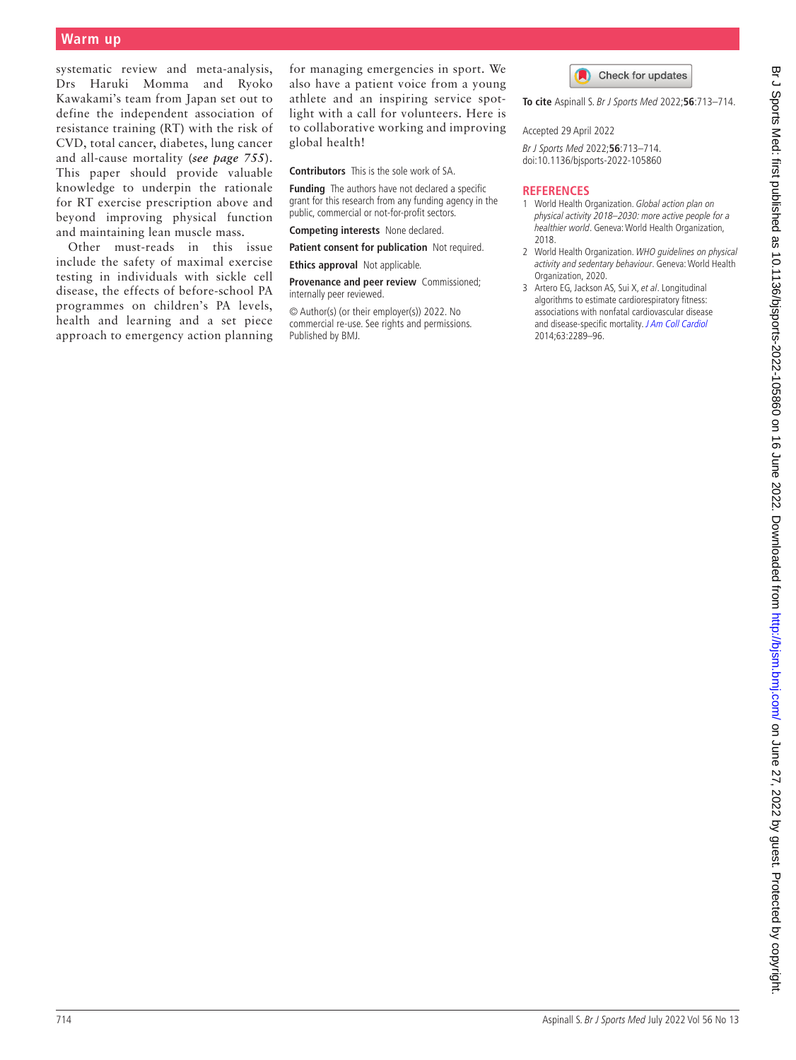systematic review and meta-analysis, Drs Haruki Momma and Ryoko Kawakami's team from Japan set out to define the independent association of resistance training (RT) with the risk of CVD, total cancer, diabetes, lung cancer and all-cause mortality (*see page 755*). This paper should provide valuable knowledge to underpin the rationale for RT exercise prescription above and beyond improving physical function and maintaining lean muscle mass.

Other must-reads in this issue include the safety of maximal exercise testing in individuals with sickle cell disease, the effects of before-school PA programmes on children's PA levels, health and learning and a set piece approach to emergency action planning for managing emergencies in sport. We also have a patient voice from a young athlete and an inspiring service spotlight with a call for volunteers. Here is to collaborative working and improving global health!

**Contributors** This is the sole work of SA.

**Funding** The authors have not declared a specific grant for this research from any funding agency in the public, commercial or not-for-profit sectors.

**Competing interests** None declared.

**Patient consent for publication** Not required.

**Ethics approval** Not applicable.

**Provenance and peer review** Commissioned; internally peer reviewed.

© Author(s) (or their employer(s)) 2022. No commercial re-use. See rights and permissions. Published by BMJ.

**To cite** Aspinall S. *Br J Sports Med* 2022;**56**:713–714.

Accepted 29 April 2022

*Br J Sports Med* 2022;**56**:713–714.
doi:10.1136/bjsports-2022-105860

## REFERENCES

1. World Health Organization. *Global action plan on physical activity 2018–2030: more active people for a healthier world*. Geneva: World Health Organization, 2018.
2. World Health Organization. *WHO guidelines on physical activity and sedentary behaviour*. Geneva: World Health Organization, 2020.
3. Artero EG, Jackson AS, Sui X, *et al*. Longitudinal algorithms to estimate cardiorespiratory fitness: associations with nonfatal cardiovascular disease and disease-specific mortality. *J Am Coll Cardiol* 2014;63:2289–96.